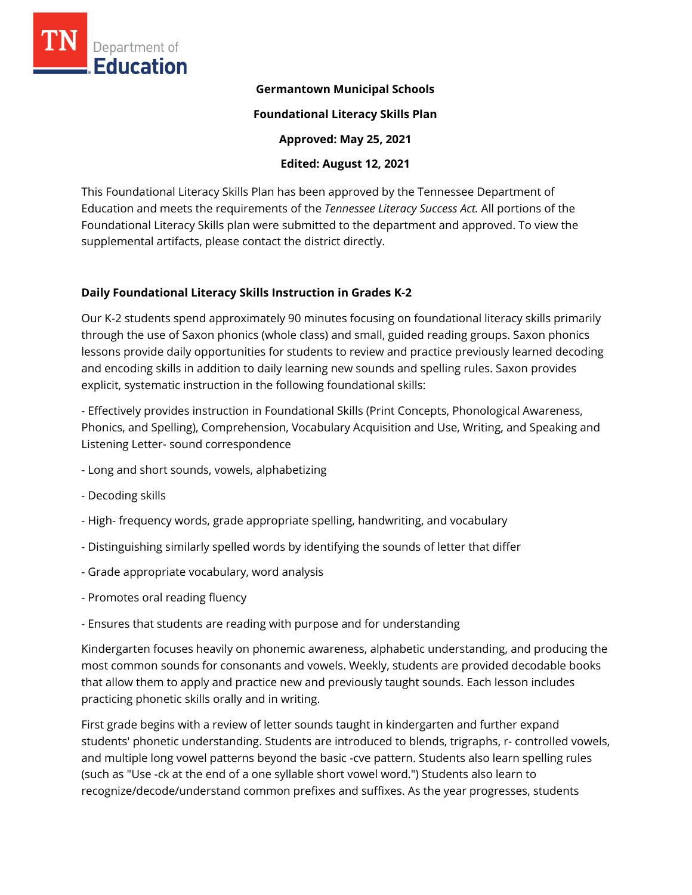**Germantown Municipal Schools**

**Foundational Literacy Skills Plan**

**Approved: May 25, 2021**

**Edited: August 12, 2021**

This Foundational Literacy Skills Plan has been approved by the Tennessee Department of Education and meets the requirements of the *Tennessee Literacy Success Act.* All portions of the Foundational Literacy Skills plan were submitted to the department and approved. To view the supplemental artifacts, please contact the district directly.

## Daily Foundational Literacy Skills Instruction in Grades K-2

Our K-2 students spend approximately 90 minutes focusing on foundational literacy skills primarily through the use of Saxon phonics (whole class) and small, guided reading groups. Saxon phonics lessons provide daily opportunities for students to review and practice previously learned decoding and encoding skills in addition to daily learning new sounds and spelling rules. Saxon provides explicit, systematic instruction in the following foundational skills:

- Effectively provides instruction in Foundational Skills (Print Concepts, Phonological Awareness, Phonics, and Spelling), Comprehension, Vocabulary Acquisition and Use, Writing, and Speaking and Listening Letter- sound correspondence
- Long and short sounds, vowels, alphabetizing
- Decoding skills
- High- frequency words, grade appropriate spelling, handwriting, and vocabulary
- Distinguishing similarly spelled words by identifying the sounds of letter that differ
- Grade appropriate vocabulary, word analysis
- Promotes oral reading fluency
- Ensures that students are reading with purpose and for understanding

Kindergarten focuses heavily on phonemic awareness, alphabetic understanding, and producing the most common sounds for consonants and vowels. Weekly, students are provided decodable books that allow them to apply and practice new and previously taught sounds. Each lesson includes practicing phonetic skills orally and in writing.

First grade begins with a review of letter sounds taught in kindergarten and further expand students' phonetic understanding. Students are introduced to blends, trigraphs, r- controlled vowels, and multiple long vowel patterns beyond the basic -cve pattern. Students also learn spelling rules (such as "Use -ck at the end of a one syllable short vowel word.") Students also learn to recognize/decode/understand common prefixes and suffixes. As the year progresses, students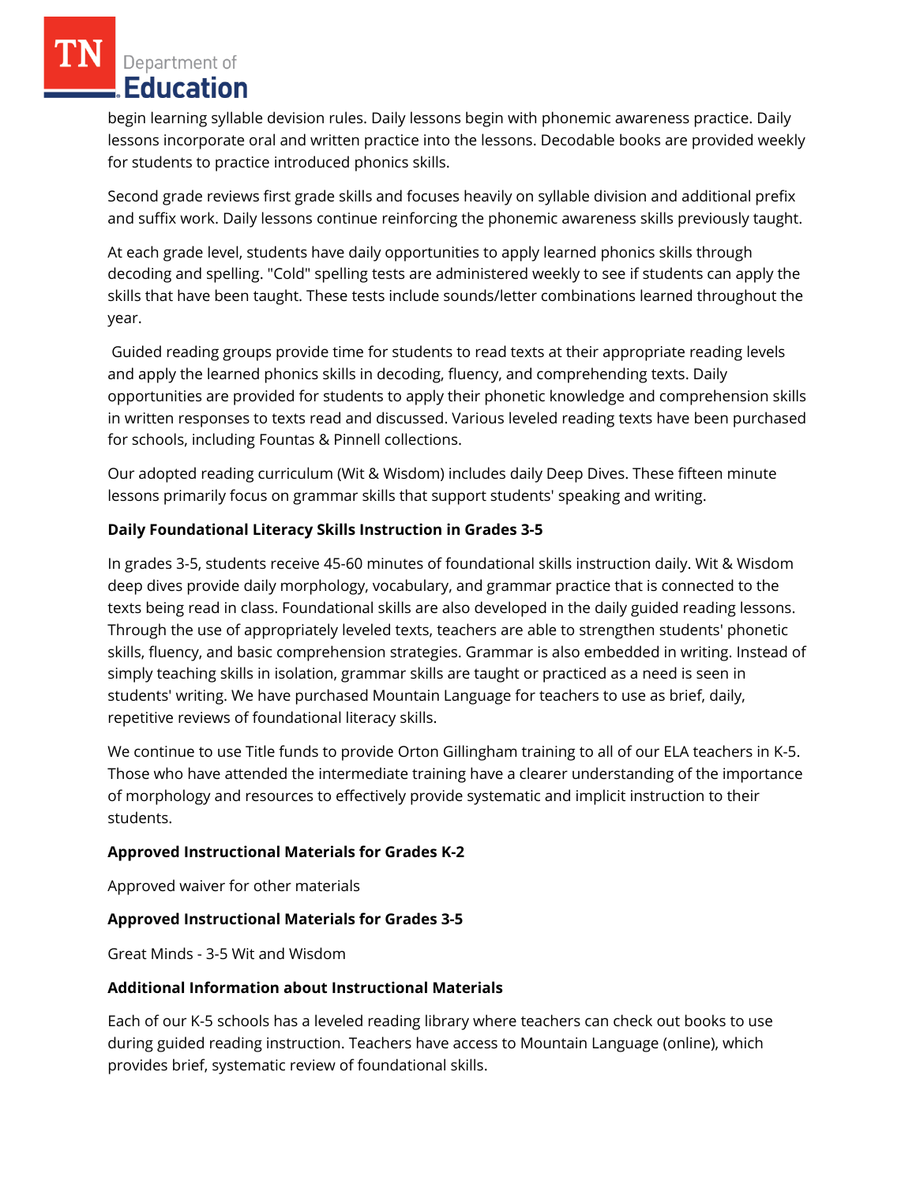begin learning syllable devision rules. Daily lessons begin with phonemic awareness practice. Daily lessons incorporate oral and written practice into the lessons. Decodable books are provided weekly for students to practice introduced phonics skills.

Second grade reviews first grade skills and focuses heavily on syllable division and additional prefix and suffix work. Daily lessons continue reinforcing the phonemic awareness skills previously taught.

At each grade level, students have daily opportunities to apply learned phonics skills through decoding and spelling. "Cold" spelling tests are administered weekly to see if students can apply the skills that have been taught. These tests include sounds/letter combinations learned throughout the year.

Guided reading groups provide time for students to read texts at their appropriate reading levels and apply the learned phonics skills in decoding, fluency, and comprehending texts. Daily opportunities are provided for students to apply their phonetic knowledge and comprehension skills in written responses to texts read and discussed. Various leveled reading texts have been purchased for schools, including Fountas & Pinnell collections.

Our adopted reading curriculum (Wit & Wisdom) includes daily Deep Dives. These fifteen minute lessons primarily focus on grammar skills that support students' speaking and writing.

**Daily Foundational Literacy Skills Instruction in Grades 3-5**

In grades 3-5, students receive 45-60 minutes of foundational skills instruction daily. Wit & Wisdom deep dives provide daily morphology, vocabulary, and grammar practice that is connected to the texts being read in class. Foundational skills are also developed in the daily guided reading lessons. Through the use of appropriately leveled texts, teachers are able to strengthen students' phonetic skills, fluency, and basic comprehension strategies. Grammar is also embedded in writing. Instead of simply teaching skills in isolation, grammar skills are taught or practiced as a need is seen in students' writing. We have purchased Mountain Language for teachers to use as brief, daily, repetitive reviews of foundational literacy skills.

We continue to use Title funds to provide Orton Gillingham training to all of our ELA teachers in K-5. Those who have attended the intermediate training have a clearer understanding of the importance of morphology and resources to effectively provide systematic and implicit instruction to their students.

**Approved Instructional Materials for Grades K-2**

Approved waiver for other materials

**Approved Instructional Materials for Grades 3-5**

Great Minds - 3-5 Wit and Wisdom

**Additional Information about Instructional Materials**

Each of our K-5 schools has a leveled reading library where teachers can check out books to use during guided reading instruction. Teachers have access to Mountain Language (online), which provides brief, systematic review of foundational skills.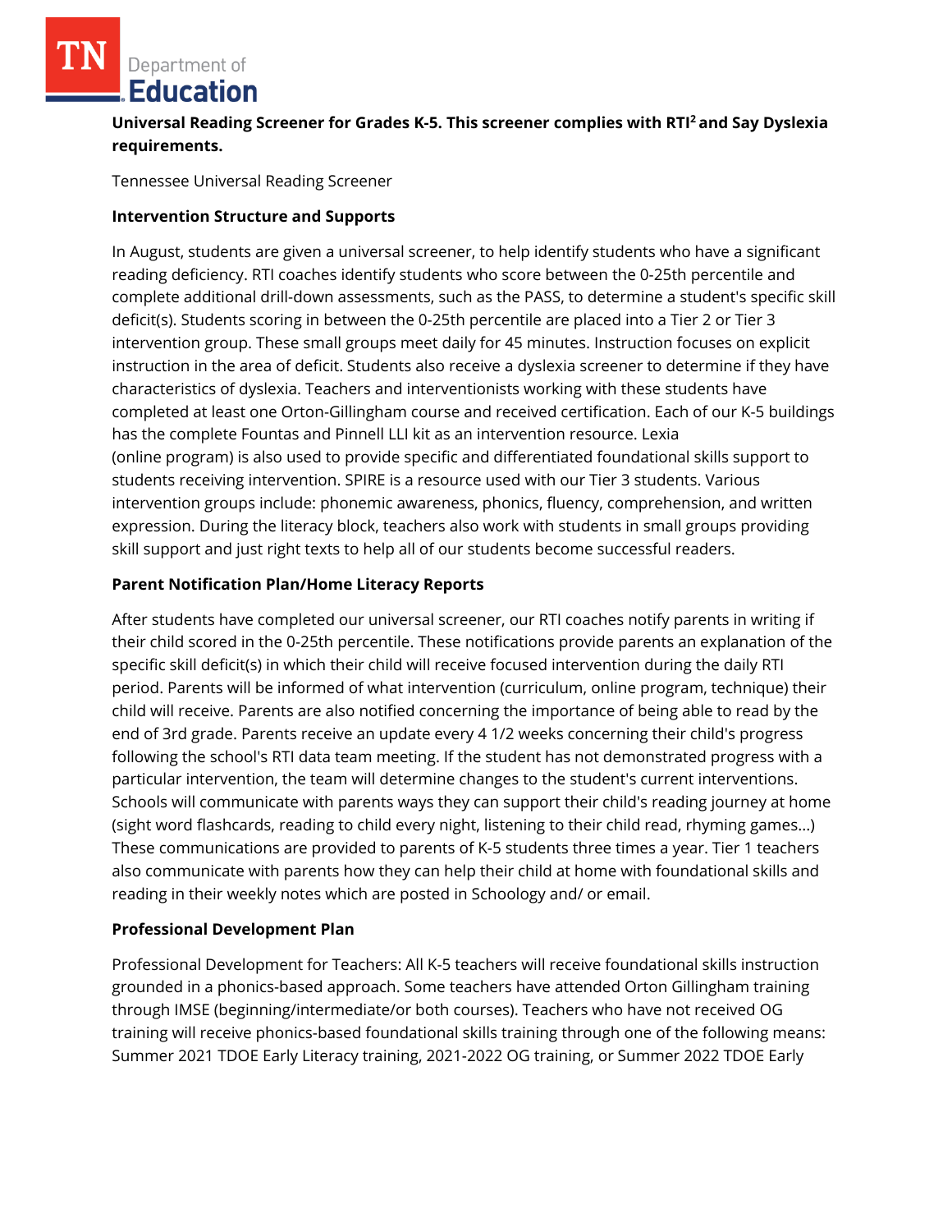**Universal Reading Screener for Grades K-5. This screener complies with RTI[2] and Say Dyslexia requirements.**

Tennessee Universal Reading Screener

**Intervention Structure and Supports**

In August, students are given a universal screener, to help identify students who have a significant reading deficiency. RTI coaches identify students who score between the 0-25th percentile and complete additional drill-down assessments, such as the PASS, to determine a student's specific skill deficit(s). Students scoring in between the 0-25th percentile are placed into a Tier 2 or Tier 3 intervention group. These small groups meet daily for 45 minutes. Instruction focuses on explicit instruction in the area of deficit. Students also receive a dyslexia screener to determine if they have characteristics of dyslexia. Teachers and interventionists working with these students have completed at least one Orton-Gillingham course and received certification. Each of our K-5 buildings has the complete Fountas and Pinnell LLI kit as an intervention resource. Lexia (online program) is also used to provide specific and differentiated foundational skills support to students receiving intervention. SPIRE is a resource used with our Tier 3 students. Various intervention groups include: phonemic awareness, phonics, fluency, comprehension, and written expression. During the literacy block, teachers also work with students in small groups providing skill support and just right texts to help all of our students become successful readers.

**Parent Notification Plan/Home Literacy Reports**

After students have completed our universal screener, our RTI coaches notify parents in writing if their child scored in the 0-25th percentile. These notifications provide parents an explanation of the specific skill deficit(s) in which their child will receive focused intervention during the daily RTI period. Parents will be informed of what intervention (curriculum, online program, technique) their child will receive. Parents are also notified concerning the importance of being able to read by the end of 3rd grade. Parents receive an update every 4 1/2 weeks concerning their child's progress following the school's RTI data team meeting. If the student has not demonstrated progress with a particular intervention, the team will determine changes to the student's current interventions. Schools will communicate with parents ways they can support their child's reading journey at home (sight word flashcards, reading to child every night, listening to their child read, rhyming games...) These communications are provided to parents of K-5 students three times a year. Tier 1 teachers also communicate with parents how they can help their child at home with foundational skills and reading in their weekly notes which are posted in Schoology and/ or email.

**Professional Development Plan**

Professional Development for Teachers: All K-5 teachers will receive foundational skills instruction grounded in a phonics-based approach. Some teachers have attended Orton Gillingham training through IMSE (beginning/intermediate/or both courses). Teachers who have not received OG training will receive phonics-based foundational skills training through one of the following means: Summer 2021 TDOE Early Literacy training, 2021-2022 OG training, or Summer 2022 TDOE Early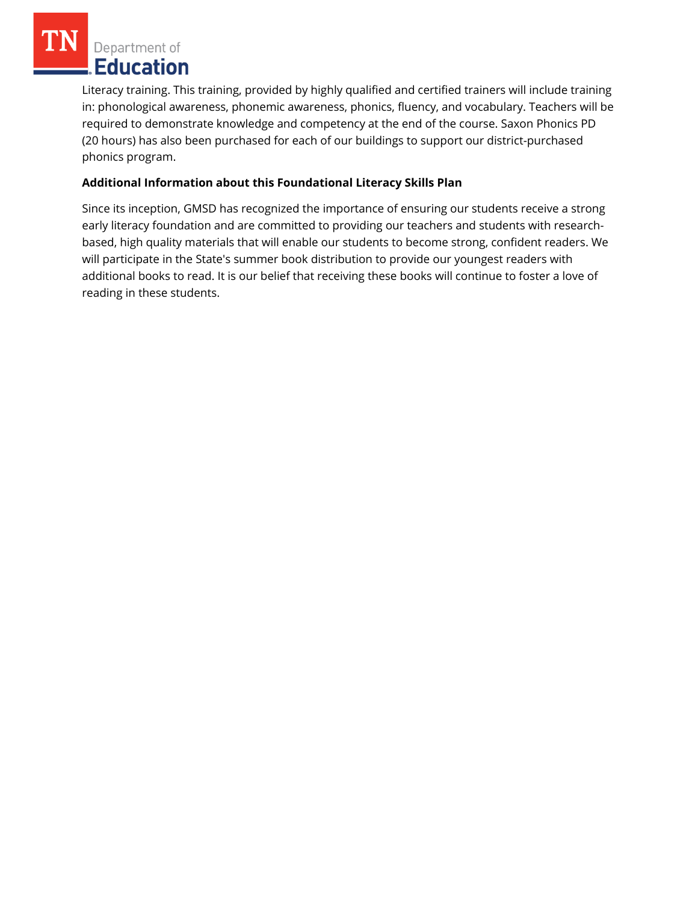Literacy training. This training, provided by highly qualified and certified trainers will include training in: phonological awareness, phonemic awareness, phonics, fluency, and vocabulary. Teachers will be required to demonstrate knowledge and competency at the end of the course. Saxon Phonics PD (20 hours) has also been purchased for each of our buildings to support our district-purchased phonics program.

**Additional Information about this Foundational Literacy Skills Plan**

Since its inception, GMSD has recognized the importance of ensuring our students receive a strong early literacy foundation and are committed to providing our teachers and students with research-based, high quality materials that will enable our students to become strong, confident readers. We will participate in the State's summer book distribution to provide our youngest readers with additional books to read. It is our belief that receiving these books will continue to foster a love of reading in these students.